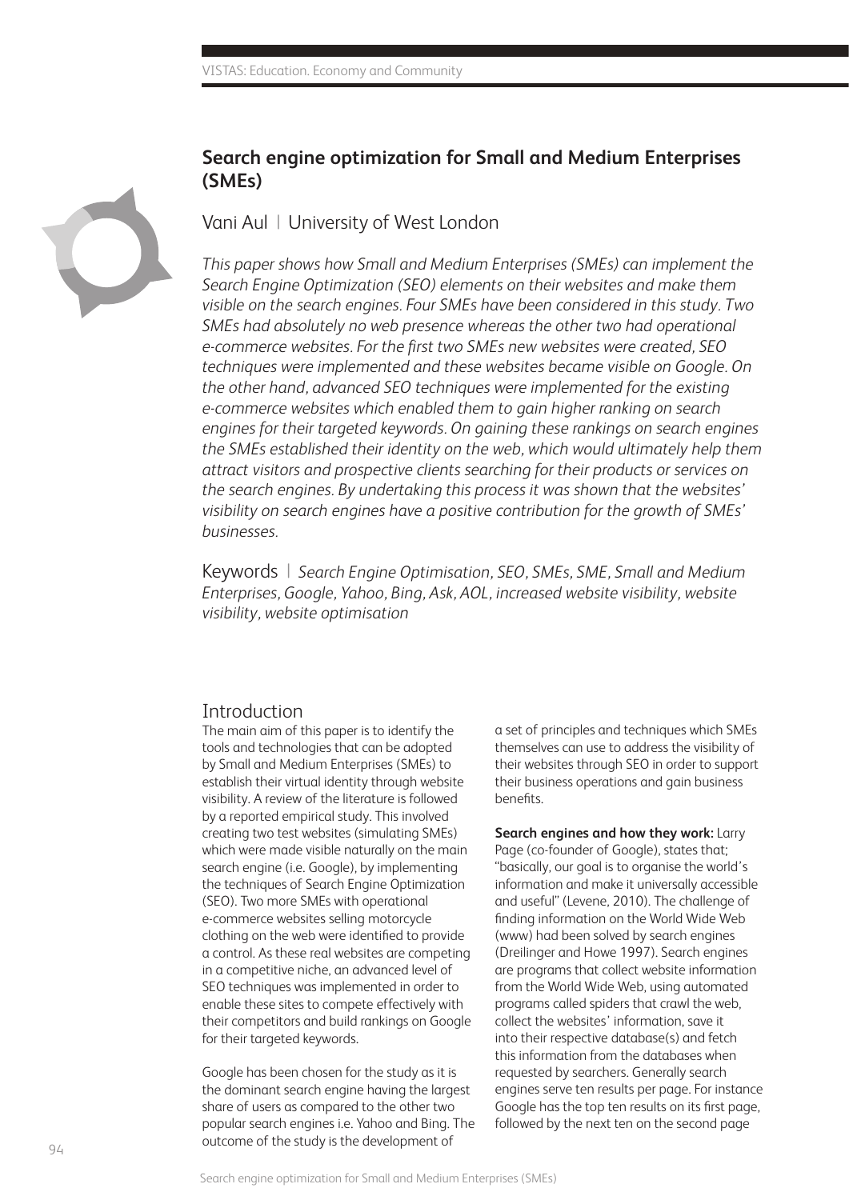# Search engine optimization for Small and Medium Enterprises (SMEs)

Vani Aul | University of West London

*This paper shows how Small and Medium Enterprises (SMEs) can implement the Search Engine Optimization (SEO) elements on their websites and make them visible on the search engines. Four SMEs have been considered in this study. Two SMEs had absolutely no web presence whereas the other two had operational e-commerce websites. For the first two SMEs new websites were created, SEO techniques were implemented and these websites became visible on Google. On the other hand, advanced SEO techniques were implemented for the existing e-commerce websites which enabled them to gain higher ranking on search engines for their targeted keywords. On gaining these rankings on search engines the SMEs established their identity on the web, which would ultimately help them attract visitors and prospective clients searching for their products or services on the search engines. By undertaking this process it was shown that the websites' visibility on search engines have a positive contribution for the growth of SMEs' businesses.*

Keywords | *Search Engine Optimisation, SEO, SMEs, SME, Small and Medium Enterprises, Google, Yahoo, Bing, Ask, AOL, increased website visibility, website visibility, website optimisation*

## Introduction

The main aim of this paper is to identify the tools and technologies that can be adopted by Small and Medium Enterprises (SMEs) to establish their virtual identity through website visibility. A review of the literature is followed by a reported empirical study. This involved creating two test websites (simulating SMEs) which were made visible naturally on the main search engine (i.e. Google), by implementing the techniques of Search Engine Optimization (SEO). Two more SMEs with operational e-commerce websites selling motorcycle clothing on the web were identified to provide a control. As these real websites are competing in a competitive niche, an advanced level of SEO techniques was implemented in order to enable these sites to compete effectively with their competitors and build rankings on Google for their targeted keywords.

Google has been chosen for the study as it is the dominant search engine having the largest share of users as compared to the other two popular search engines i.e. Yahoo and Bing. The outcome of the study is the development of a set of principles and techniques which SMEs themselves can use to address the visibility of their websites through SEO in order to support their business operations and gain business benefits.

**Search engines and how they work:** Larry Page (co-founder of Google), states that; "basically, our goal is to organise the world's information and make it universally accessible and useful" (Levene, 2010). The challenge of finding information on the World Wide Web (www) had been solved by search engines (Dreilinger and Howe 1997). Search engines are programs that collect website information from the World Wide Web, using automated programs called spiders that crawl the web, collect the websites' information, save it into their respective database(s) and fetch this information from the databases when requested by searchers. Generally search engines serve ten results per page. For instance Google has the top ten results on its first page, followed by the next ten on the second page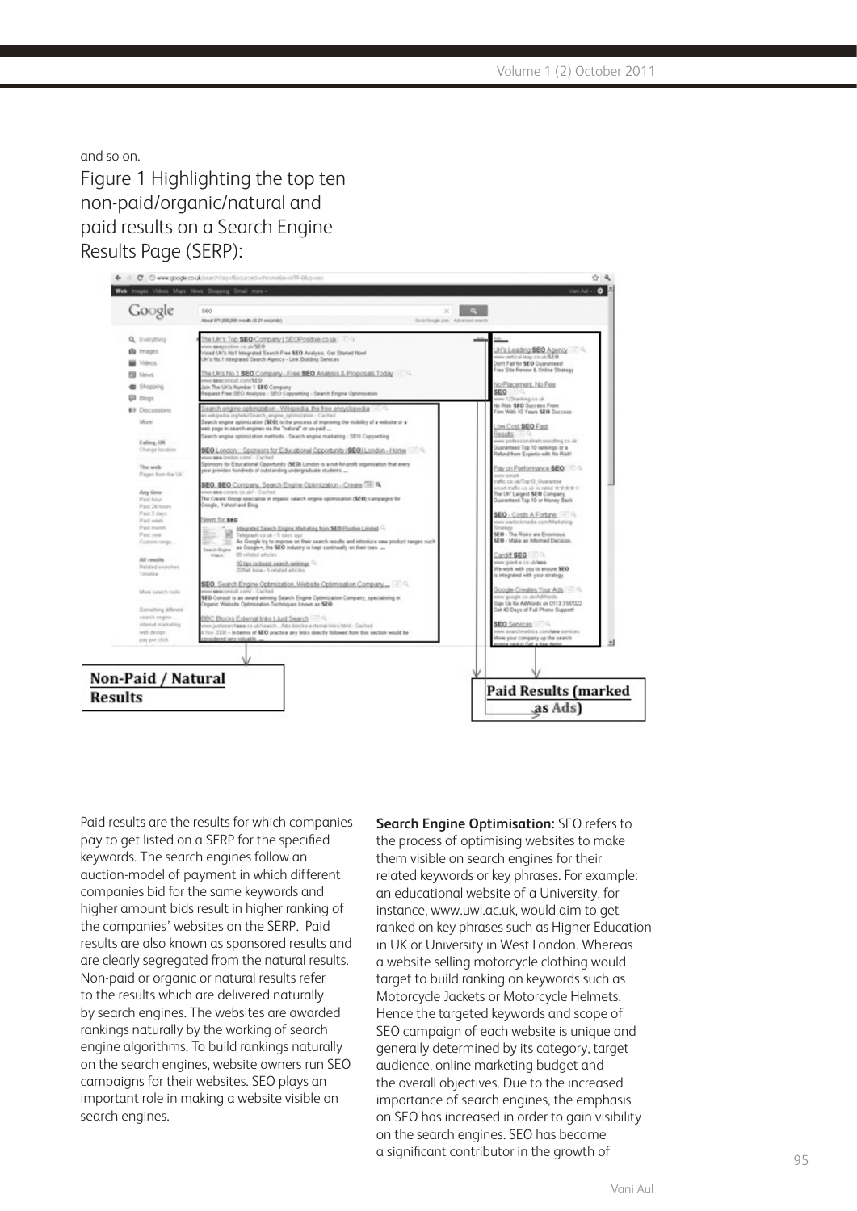and so on.

Figure 1 Highlighting the top ten non-paid/organic/natural and paid results on a Search Engine Results Page (SERP):

Non-Paid / Natural Results

Paid Results (marked as Ads)

Paid results are the results for which companies pay to get listed on a SERP for the specified keywords. The search engines follow an auction-model of payment in which different companies bid for the same keywords and higher amount bids result in higher ranking of the companies' websites on the SERP. Paid results are also known as sponsored results and are clearly segregated from the natural results. Non-paid or organic or natural results refer to the results which are delivered naturally by search engines. The websites are awarded rankings naturally by the working of search engine algorithms. To build rankings naturally on the search engines, website owners run SEO campaigns for their websites. SEO plays an important role in making a website visible on search engines.

**Search Engine Optimisation:** SEO refers to the process of optimising websites to make them visible on search engines for their related keywords or key phrases. For example: an educational website of a University, for instance, www.uwl.ac.uk, would aim to get ranked on key phrases such as Higher Education in UK or University in West London. Whereas a website selling motorcycle clothing would target to build ranking on keywords such as Motorcycle Jackets or Motorcycle Helmets. Hence the targeted keywords and scope of SEO campaign of each website is unique and generally determined by its category, target audience, online marketing budget and the overall objectives. Due to the increased importance of search engines, the emphasis on SEO has increased in order to gain visibility on the search engines. SEO has become a significant contributor in the growth of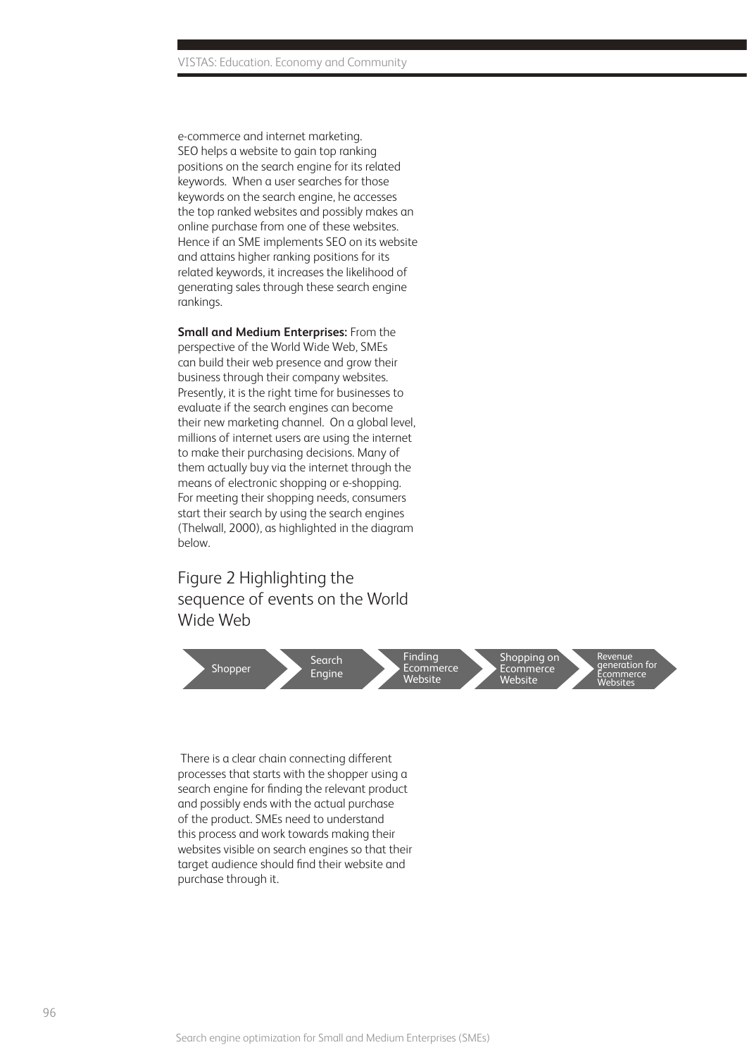e-commerce and internet marketing.
SEO helps a website to gain top ranking positions on the search engine for its related keywords. When a user searches for those keywords on the search engine, he accesses the top ranked websites and possibly makes an online purchase from one of these websites. Hence if an SME implements SEO on its website and attains higher ranking positions for its related keywords, it increases the likelihood of generating sales through these search engine rankings.

**Small and Medium Enterprises:** From the perspective of the World Wide Web, SMEs can build their web presence and grow their business through their company websites. Presently, it is the right time for businesses to evaluate if the search engines can become their new marketing channel. On a global level, millions of internet users are using the internet to make their purchasing decisions. Many of them actually buy via the internet through the means of electronic shopping or e-shopping. For meeting their shopping needs, consumers start their search by using the search engines (Thelwall, 2000), as highlighted in the diagram below.

## Figure 2 Highlighting the sequence of events on the World Wide Web

Shopper → Search Engine → Finding Ecommerce Website → Shopping on Ecommerce Website → Revenue generation for Ecommerce Websites

There is a clear chain connecting different processes that starts with the shopper using a search engine for finding the relevant product and possibly ends with the actual purchase of the product. SMEs need to understand this process and work towards making their websites visible on search engines so that their target audience should find their website and purchase through it.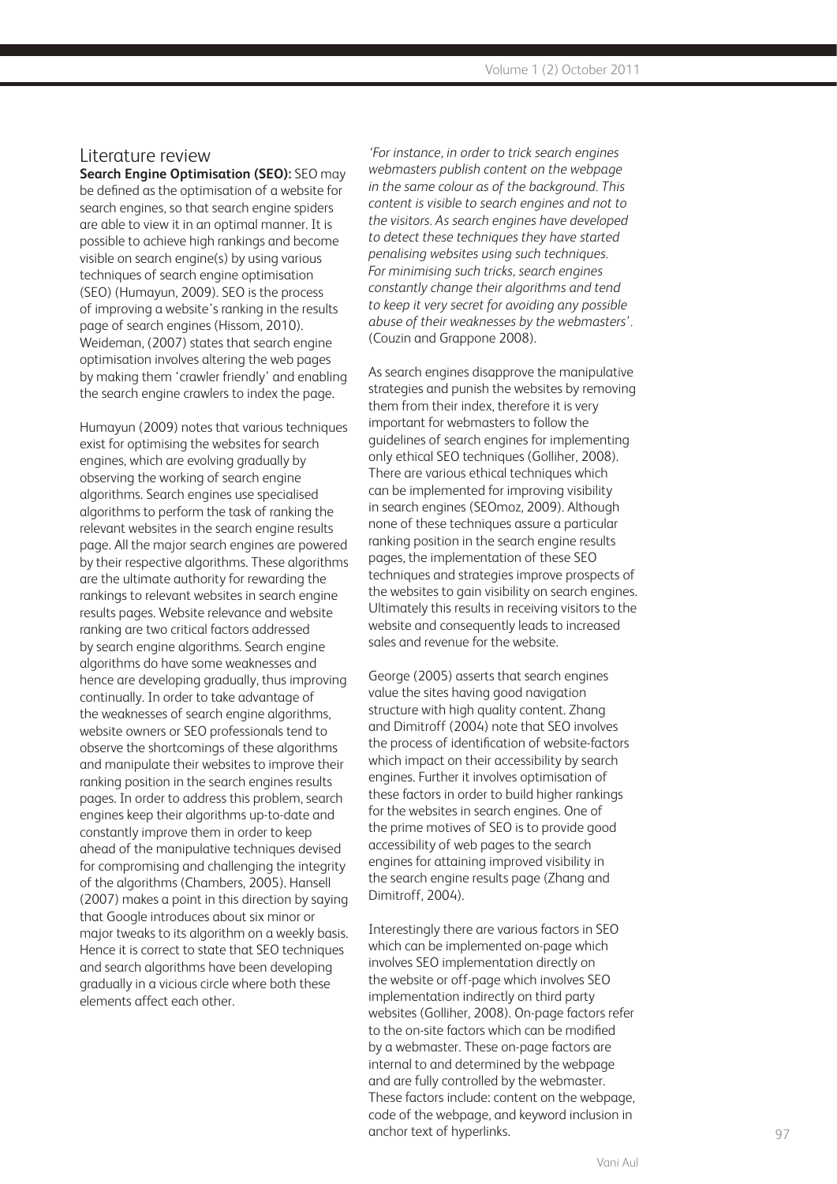## Literature review

**Search Engine Optimisation (SEO):** SEO may be defined as the optimisation of a website for search engines, so that search engine spiders are able to view it in an optimal manner. It is possible to achieve high rankings and become visible on search engine(s) by using various techniques of search engine optimisation (SEO) (Humayun, 2009). SEO is the process of improving a website's ranking in the results page of search engines (Hissom, 2010). Weideman, (2007) states that search engine optimisation involves altering the web pages by making them 'crawler friendly' and enabling the search engine crawlers to index the page.

Humayun (2009) notes that various techniques exist for optimising the websites for search engines, which are evolving gradually by observing the working of search engine algorithms. Search engines use specialised algorithms to perform the task of ranking the relevant websites in the search engine results page. All the major search engines are powered by their respective algorithms. These algorithms are the ultimate authority for rewarding the rankings to relevant websites in search engine results pages. Website relevance and website ranking are two critical factors addressed by search engine algorithms. Search engine algorithms do have some weaknesses and hence are developing gradually, thus improving continually. In order to take advantage of the weaknesses of search engine algorithms, website owners or SEO professionals tend to observe the shortcomings of these algorithms and manipulate their websites to improve their ranking position in the search engines results pages. In order to address this problem, search engines keep their algorithms up-to-date and constantly improve them in order to keep ahead of the manipulative techniques devised for compromising and challenging the integrity of the algorithms (Chambers, 2005). Hansell (2007) makes a point in this direction by saying that Google introduces about six minor or major tweaks to its algorithm on a weekly basis. Hence it is correct to state that SEO techniques and search algorithms have been developing gradually in a vicious circle where both these elements affect each other.

*'For instance, in order to trick search engines webmasters publish content on the webpage in the same colour as of the background. This content is visible to search engines and not to the visitors. As search engines have developed to detect these techniques they have started penalising websites using such techniques. For minimising such tricks, search engines constantly change their algorithms and tend to keep it very secret for avoiding any possible abuse of their weaknesses by the webmasters'.* (Couzin and Grappone 2008).

As search engines disapprove the manipulative strategies and punish the websites by removing them from their index, therefore it is very important for webmasters to follow the guidelines of search engines for implementing only ethical SEO techniques (Golliher, 2008). There are various ethical techniques which can be implemented for improving visibility in search engines (SEOmoz, 2009). Although none of these techniques assure a particular ranking position in the search engine results pages, the implementation of these SEO techniques and strategies improve prospects of the websites to gain visibility on search engines. Ultimately this results in receiving visitors to the website and consequently leads to increased sales and revenue for the website.

George (2005) asserts that search engines value the sites having good navigation structure with high quality content. Zhang and Dimitroff (2004) note that SEO involves the process of identification of website-factors which impact on their accessibility by search engines. Further it involves optimisation of these factors in order to build higher rankings for the websites in search engines. One of the prime motives of SEO is to provide good accessibility of web pages to the search engines for attaining improved visibility in the search engine results page (Zhang and Dimitroff, 2004).

Interestingly there are various factors in SEO which can be implemented on-page which involves SEO implementation directly on the website or off-page which involves SEO implementation indirectly on third party websites (Golliher, 2008). On-page factors refer to the on-site factors which can be modified by a webmaster. These on-page factors are internal to and determined by the webpage and are fully controlled by the webmaster. These factors include: content on the webpage, code of the webpage, and keyword inclusion in anchor text of hyperlinks.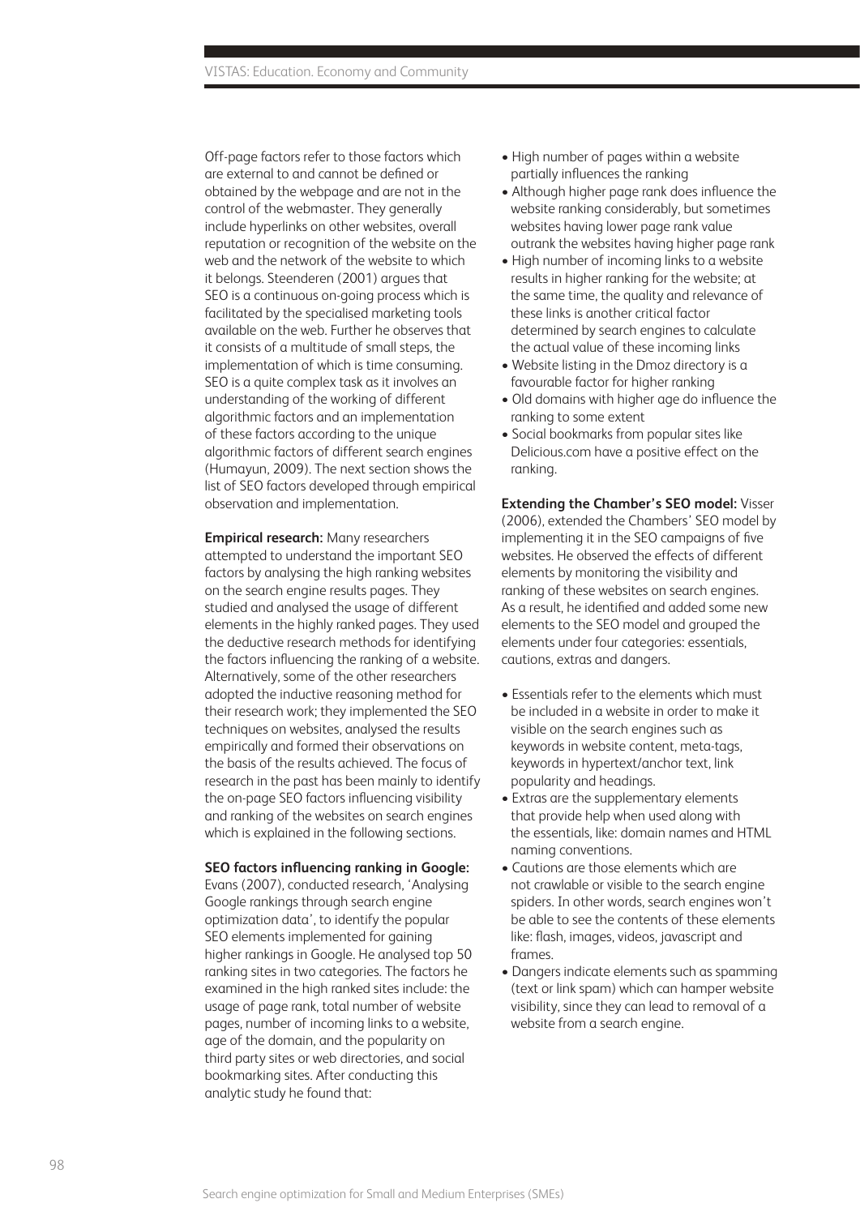Off-page factors refer to those factors which are external to and cannot be defined or obtained by the webpage and are not in the control of the webmaster. They generally include hyperlinks on other websites, overall reputation or recognition of the website on the web and the network of the website to which it belongs. Steenderen (2001) argues that SEO is a continuous on-going process which is facilitated by the specialised marketing tools available on the web. Further he observes that it consists of a multitude of small steps, the implementation of which is time consuming. SEO is a quite complex task as it involves an understanding of the working of different algorithmic factors and an implementation of these factors according to the unique algorithmic factors of different search engines (Humayun, 2009). The next section shows the list of SEO factors developed through empirical observation and implementation.

**Empirical research:** Many researchers attempted to understand the important SEO factors by analysing the high ranking websites on the search engine results pages. They studied and analysed the usage of different elements in the highly ranked pages. They used the deductive research methods for identifying the factors influencing the ranking of a website. Alternatively, some of the other researchers adopted the inductive reasoning method for their research work; they implemented the SEO techniques on websites, analysed the results empirically and formed their observations on the basis of the results achieved. The focus of research in the past has been mainly to identify the on-page SEO factors influencing visibility and ranking of the websites on search engines which is explained in the following sections.

**SEO factors influencing ranking in Google:** Evans (2007), conducted research, 'Analysing Google rankings through search engine optimization data', to identify the popular SEO elements implemented for gaining higher rankings in Google. He analysed top 50 ranking sites in two categories. The factors he examined in the high ranked sites include: the usage of page rank, total number of website pages, number of incoming links to a website, age of the domain, and the popularity on third party sites or web directories, and social bookmarking sites. After conducting this analytic study he found that:

- High number of pages within a website partially influences the ranking
- Although higher page rank does influence the website ranking considerably, but sometimes websites having lower page rank value outrank the websites having higher page rank
- High number of incoming links to a website results in higher ranking for the website; at the same time, the quality and relevance of these links is another critical factor determined by search engines to calculate the actual value of these incoming links
- Website listing in the Dmoz directory is a favourable factor for higher ranking
- Old domains with higher age do influence the ranking to some extent
- Social bookmarks from popular sites like Delicious.com have a positive effect on the ranking.

**Extending the Chamber's SEO model:** Visser (2006), extended the Chambers' SEO model by implementing it in the SEO campaigns of five websites. He observed the effects of different elements by monitoring the visibility and ranking of these websites on search engines. As a result, he identified and added some new elements to the SEO model and grouped the elements under four categories: essentials, cautions, extras and dangers.

- Essentials refer to the elements which must be included in a website in order to make it visible on the search engines such as keywords in website content, meta-tags, keywords in hypertext/anchor text, link popularity and headings.
- Extras are the supplementary elements that provide help when used along with the essentials, like: domain names and HTML naming conventions.
- Cautions are those elements which are not crawlable or visible to the search engine spiders. In other words, search engines won't be able to see the contents of these elements like: flash, images, videos, javascript and frames.
- Dangers indicate elements such as spamming (text or link spam) which can hamper website visibility, since they can lead to removal of a website from a search engine.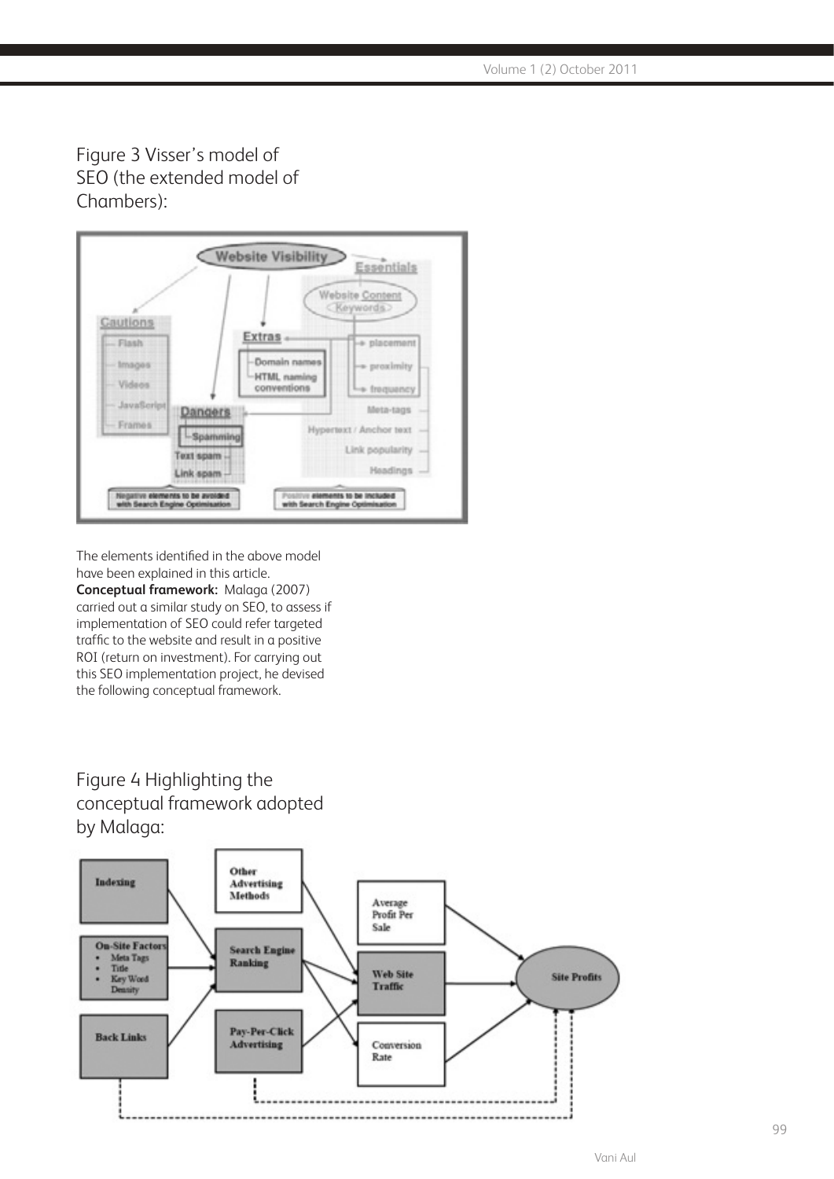Figure 3 Visser's model of SEO (the extended model of Chambers):

The elements identified in the above model have been explained in this article.

**Conceptual framework:** Malaga (2007) carried out a similar study on SEO, to assess if implementation of SEO could refer targeted traffic to the website and result in a positive ROI (return on investment). For carrying out this SEO implementation project, he devised the following conceptual framework.

Figure 4 Highlighting the conceptual framework adopted by Malaga: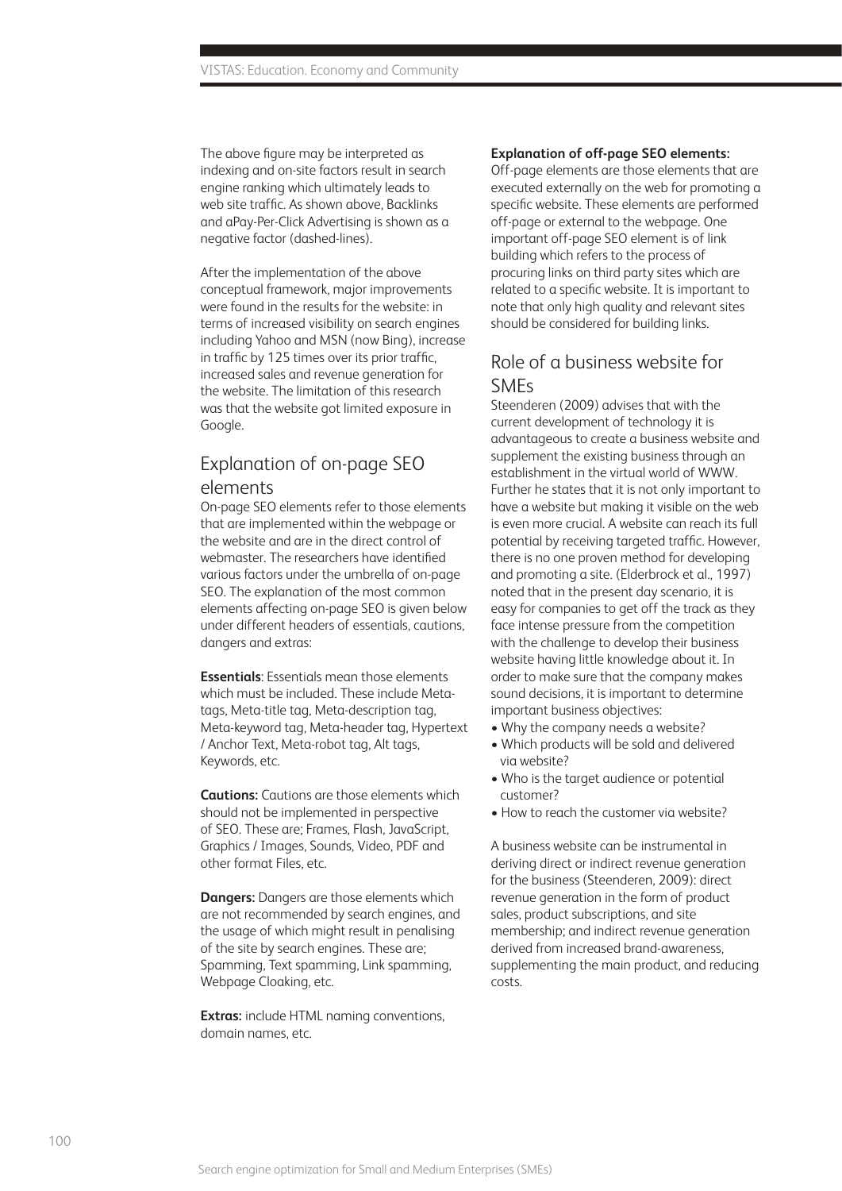The above figure may be interpreted as indexing and on-site factors result in search engine ranking which ultimately leads to web site traffic. As shown above, Backlinks and aPay-Per-Click Advertising is shown as a negative factor (dashed-lines).

After the implementation of the above conceptual framework, major improvements were found in the results for the website: in terms of increased visibility on search engines including Yahoo and MSN (now Bing), increase in traffic by 125 times over its prior traffic, increased sales and revenue generation for the website. The limitation of this research was that the website got limited exposure in Google.

## Explanation of on-page SEO elements

On-page SEO elements refer to those elements that are implemented within the webpage or the website and are in the direct control of webmaster. The researchers have identified various factors under the umbrella of on-page SEO. The explanation of the most common elements affecting on-page SEO is given below under different headers of essentials, cautions, dangers and extras:

**Essentials**: Essentials mean those elements which must be included. These include Meta-tags, Meta-title tag, Meta-description tag, Meta-keyword tag, Meta-header tag, Hypertext / Anchor Text, Meta-robot tag, Alt tags, Keywords, etc.

**Cautions:** Cautions are those elements which should not be implemented in perspective of SEO. These are; Frames, Flash, JavaScript, Graphics / Images, Sounds, Video, PDF and other format Files, etc.

**Dangers:** Dangers are those elements which are not recommended by search engines, and the usage of which might result in penalising of the site by search engines. These are; Spamming, Text spamming, Link spamming, Webpage Cloaking, etc.

**Extras:** include HTML naming conventions, domain names, etc.

**Explanation of off-page SEO elements:**
Off-page elements are those elements that are executed externally on the web for promoting a specific website. These elements are performed off-page or external to the webpage. One important off-page SEO element is of link building which refers to the process of procuring links on third party sites which are related to a specific website. It is important to note that only high quality and relevant sites should be considered for building links.

## Role of a business website for SMEs

Steenderen (2009) advises that with the current development of technology it is advantageous to create a business website and supplement the existing business through an establishment in the virtual world of WWW. Further he states that it is not only important to have a website but making it visible on the web is even more crucial. A website can reach its full potential by receiving targeted traffic. However, there is no one proven method for developing and promoting a site. (Elderbrock et al., 1997) noted that in the present day scenario, it is easy for companies to get off the track as they face intense pressure from the competition with the challenge to develop their business website having little knowledge about it. In order to make sure that the company makes sound decisions, it is important to determine important business objectives:

- Why the company needs a website?
- Which products will be sold and delivered via website?
- Who is the target audience or potential customer?
- How to reach the customer via website?

A business website can be instrumental in deriving direct or indirect revenue generation for the business (Steenderen, 2009): direct revenue generation in the form of product sales, product subscriptions, and site membership; and indirect revenue generation derived from increased brand-awareness, supplementing the main product, and reducing costs.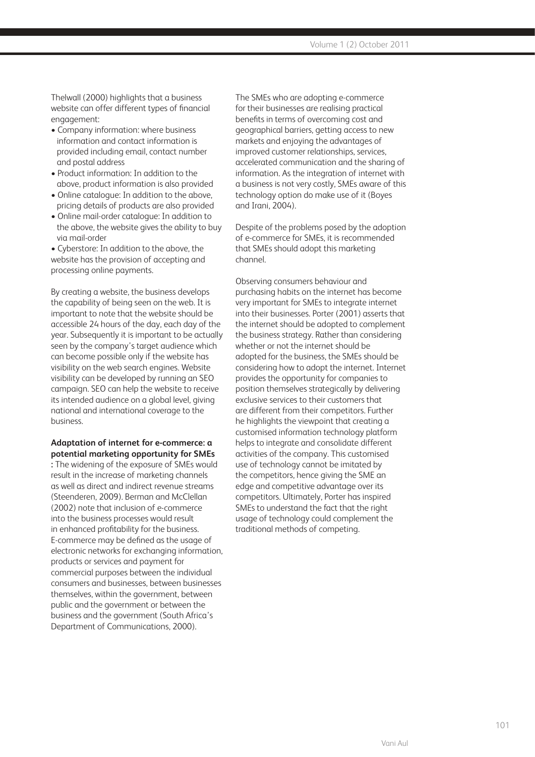Thelwall (2000) highlights that a business website can offer different types of financial engagement:

- Company information: where business information and contact information is provided including email, contact number and postal address
- Product information: In addition to the above, product information is also provided
- Online catalogue: In addition to the above, pricing details of products are also provided
- Online mail-order catalogue: In addition to the above, the website gives the ability to buy via mail-order
- Cyberstore: In addition to the above, the website has the provision of accepting and processing online payments.

By creating a website, the business develops the capability of being seen on the web. It is important to note that the website should be accessible 24 hours of the day, each day of the year. Subsequently it is important to be actually seen by the company's target audience which can become possible only if the website has visibility on the web search engines. Website visibility can be developed by running an SEO campaign. SEO can help the website to receive its intended audience on a global level, giving national and international coverage to the business.

**Adaptation of internet for e-commerce: a potential marketing opportunity for SMEs :** The widening of the exposure of SMEs would result in the increase of marketing channels as well as direct and indirect revenue streams (Steenderen, 2009). Berman and McClellan (2002) note that inclusion of e-commerce into the business processes would result in enhanced profitability for the business. E-commerce may be defined as the usage of electronic networks for exchanging information, products or services and payment for commercial purposes between the individual consumers and businesses, between businesses themselves, within the government, between public and the government or between the business and the government (South Africa's Department of Communications, 2000).

The SMEs who are adopting e-commerce for their businesses are realising practical benefits in terms of overcoming cost and geographical barriers, getting access to new markets and enjoying the advantages of improved customer relationships, services, accelerated communication and the sharing of information. As the integration of internet with a business is not very costly, SMEs aware of this technology option do make use of it (Boyes and Irani, 2004).

Despite of the problems posed by the adoption of e-commerce for SMEs, it is recommended that SMEs should adopt this marketing channel.

Observing consumers behaviour and purchasing habits on the internet has become very important for SMEs to integrate internet into their businesses. Porter (2001) asserts that the internet should be adopted to complement the business strategy. Rather than considering whether or not the internet should be adopted for the business, the SMEs should be considering how to adopt the internet. Internet provides the opportunity for companies to position themselves strategically by delivering exclusive services to their customers that are different from their competitors. Further he highlights the viewpoint that creating a customised information technology platform helps to integrate and consolidate different activities of the company. This customised use of technology cannot be imitated by the competitors, hence giving the SME an edge and competitive advantage over its competitors. Ultimately, Porter has inspired SMEs to understand the fact that the right usage of technology could complement the traditional methods of competing.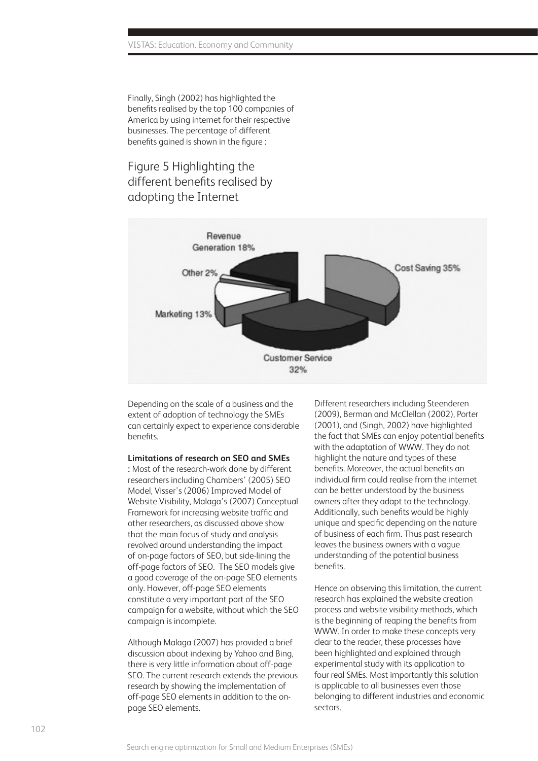Finally, Singh (2002) has highlighted the benefits realised by the top 100 companies of America by using internet for their respective businesses. The percentage of different benefits gained is shown in the figure :

## Figure 5 Highlighting the different benefits realised by adopting the Internet

Revenue Generation 18%

Cost Saving 35%

Other 2%

Marketing 13%

Customer Service 32%

Depending on the scale of a business and the extent of adoption of technology the SMEs can certainly expect to experience considerable benefits.

**Limitations of research on SEO and SMEs :** Most of the research-work done by different researchers including Chambers' (2005) SEO Model, Visser's (2006) Improved Model of Website Visibility, Malaga's (2007) Conceptual Framework for increasing website traffic and other researchers, as discussed above show that the main focus of study and analysis revolved around understanding the impact of on-page factors of SEO, but side-lining the off-page factors of SEO. The SEO models give a good coverage of the on-page SEO elements only. However, off-page SEO elements constitute a very important part of the SEO campaign for a website, without which the SEO campaign is incomplete.

Although Malaga (2007) has provided a brief discussion about indexing by Yahoo and Bing, there is very little information about off-page SEO. The current research extends the previous research by showing the implementation of off-page SEO elements in addition to the on-page SEO elements.

Different researchers including Steenderen (2009), Berman and McClellan (2002), Porter (2001), and (Singh, 2002) have highlighted the fact that SMEs can enjoy potential benefits with the adaptation of WWW. They do not highlight the nature and types of these benefits. Moreover, the actual benefits an individual firm could realise from the internet can be better understood by the business owners after they adapt to the technology. Additionally, such benefits would be highly unique and specific depending on the nature of business of each firm. Thus past research leaves the business owners with a vague understanding of the potential business benefits.

Hence on observing this limitation, the current research has explained the website creation process and website visibility methods, which is the beginning of reaping the benefits from WWW. In order to make these concepts very clear to the reader, these processes have been highlighted and explained through experimental study with its application to four real SMEs. Most importantly this solution is applicable to all businesses even those belonging to different industries and economic sectors.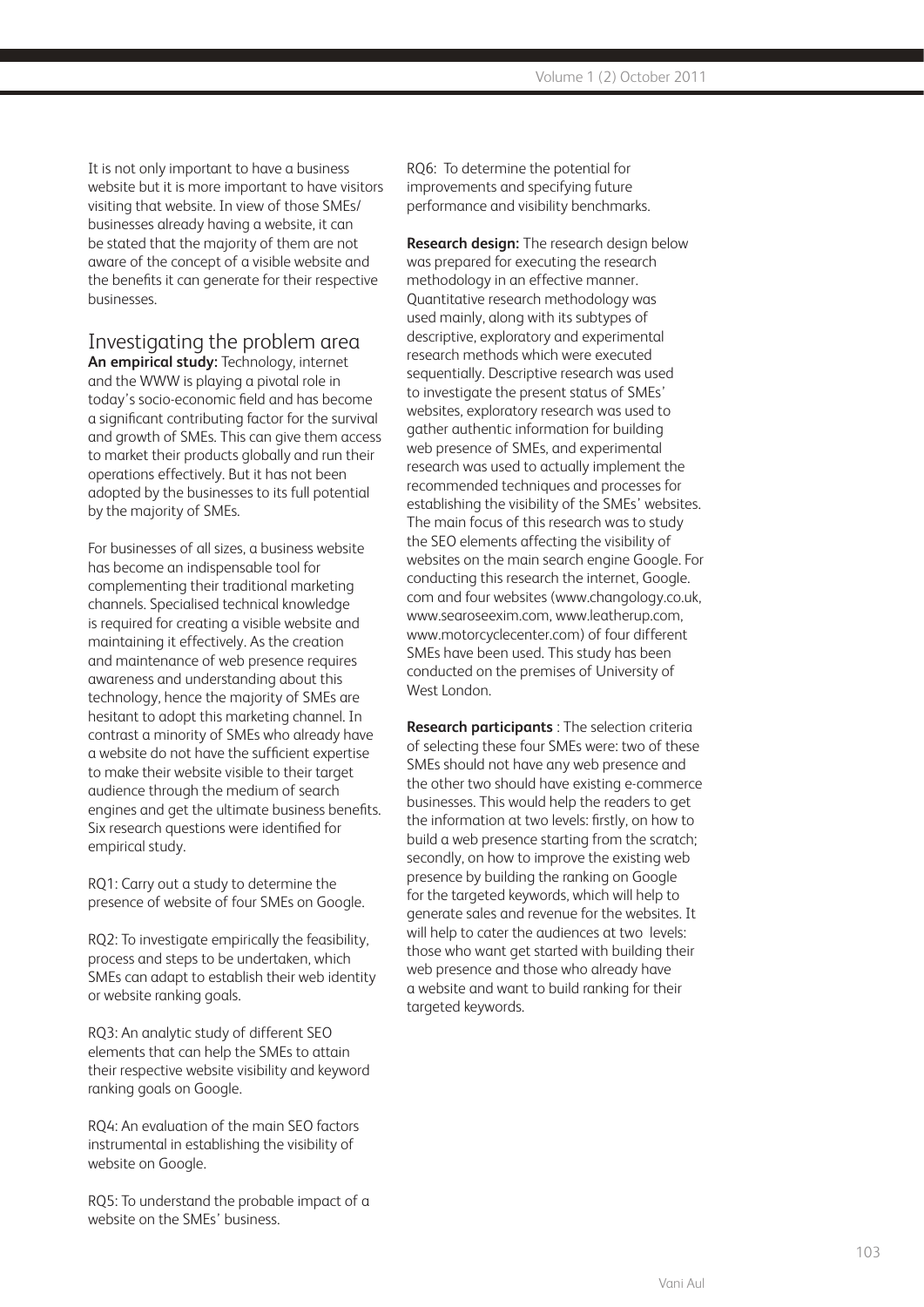It is not only important to have a business website but it is more important to have visitors visiting that website. In view of those SMEs/ businesses already having a website, it can be stated that the majority of them are not aware of the concept of a visible website and the benefits it can generate for their respective businesses.

## Investigating the problem area

**An empirical study:** Technology, internet and the WWW is playing a pivotal role in today's socio-economic field and has become a significant contributing factor for the survival and growth of SMEs. This can give them access to market their products globally and run their operations effectively. But it has not been adopted by the businesses to its full potential by the majority of SMEs.

For businesses of all sizes, a business website has become an indispensable tool for complementing their traditional marketing channels. Specialised technical knowledge is required for creating a visible website and maintaining it effectively. As the creation and maintenance of web presence requires awareness and understanding about this technology, hence the majority of SMEs are hesitant to adopt this marketing channel. In contrast a minority of SMEs who already have a website do not have the sufficient expertise to make their website visible to their target audience through the medium of search engines and get the ultimate business benefits. Six research questions were identified for empirical study.

RQ1: Carry out a study to determine the presence of website of four SMEs on Google.

RQ2: To investigate empirically the feasibility, process and steps to be undertaken, which SMEs can adapt to establish their web identity or website ranking goals.

RQ3: An analytic study of different SEO elements that can help the SMEs to attain their respective website visibility and keyword ranking goals on Google.

RQ4: An evaluation of the main SEO factors instrumental in establishing the visibility of website on Google.

RQ5: To understand the probable impact of a website on the SMEs' business.

RQ6: To determine the potential for improvements and specifying future performance and visibility benchmarks.

**Research design:** The research design below was prepared for executing the research methodology in an effective manner. Quantitative research methodology was used mainly, along with its subtypes of descriptive, exploratory and experimental research methods which were executed sequentially. Descriptive research was used to investigate the present status of SMEs' websites, exploratory research was used to gather authentic information for building web presence of SMEs, and experimental research was used to actually implement the recommended techniques and processes for establishing the visibility of the SMEs' websites. The main focus of this research was to study the SEO elements affecting the visibility of websites on the main search engine Google. For conducting this research the internet, Google.com and four websites (www.changology.co.uk, www.searoseexim.com, www.leatherup.com, www.motorcyclecenter.com) of four different SMEs have been used. This study has been conducted on the premises of University of West London.

**Research participants** : The selection criteria of selecting these four SMEs were: two of these SMEs should not have any web presence and the other two should have existing e-commerce businesses. This would help the readers to get the information at two levels: firstly, on how to build a web presence starting from the scratch; secondly, on how to improve the existing web presence by building the ranking on Google for the targeted keywords, which will help to generate sales and revenue for the websites. It will help to cater the audiences at two levels: those who want get started with building their web presence and those who already have a website and want to build ranking for their targeted keywords.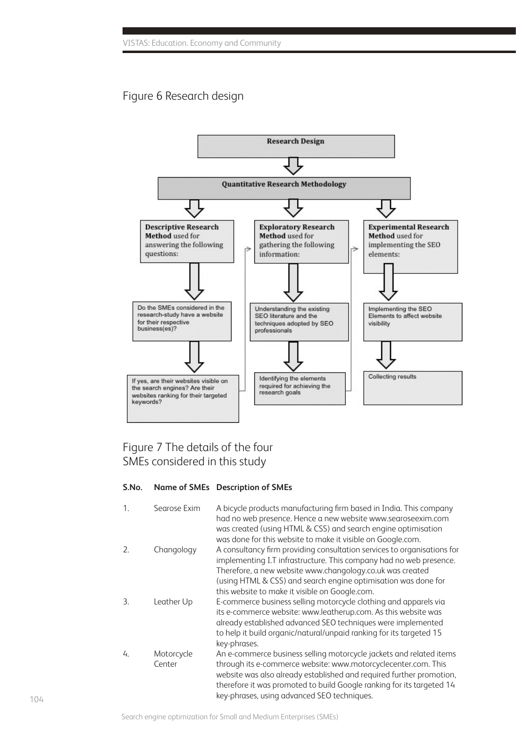Figure 6 Research design

Research Design

Quantitative Research Methodology

**Descriptive Research Method** used for answering the following questions:

Do the SMEs considered in the research-study have a website for their respective business(es)?

If yes, are their websites visible on the search engines? Are their websites ranking for their targeted keywords?

**Exploratory Research Method** used for gathering the following information:

Understanding the existing SEO literature and the techniques adopted by SEO professionals

Identifying the elements required for achieving the research goals

**Experimental Research Method** used for implementing the SEO elements:

Implementing the SEO Elements to affect website visibility

Collecting results

Figure 7 The details of the four SMEs considered in this study

| S.No. | Name of SMEs | Description of SMEs |
|---|---|---|
| 1. | Searose Exim | A bicycle products manufacturing firm based in India. This company had no web presence. Hence a new website www.searoseexim.com was created (using HTML & CSS) and search engine optimisation was done for this website to make it visible on Google.com. |
| 2. | Changology | A consultancy firm providing consultation services to organisations for implementing I.T infrastructure. This company had no web presence. Therefore, a new website www.changology.co.uk was created (using HTML & CSS) and search engine optimisation was done for this website to make it visible on Google.com. |
| 3. | Leather Up | E-commerce business selling motorcycle clothing and apparels via its e-commerce website: www.leatherup.com. As this website was already established advanced SEO techniques were implemented to help it build organic/natural/unpaid ranking for its targeted 15 key-phrases. |
| 4. | Motorcycle Center | An e-commerce business selling motorcycle jackets and related items through its e-commerce website: www.motorcyclecenter.com. This website was also already established and required further promotion, therefore it was promoted to build Google ranking for its targeted 14 key-phrases, using advanced SEO techniques. |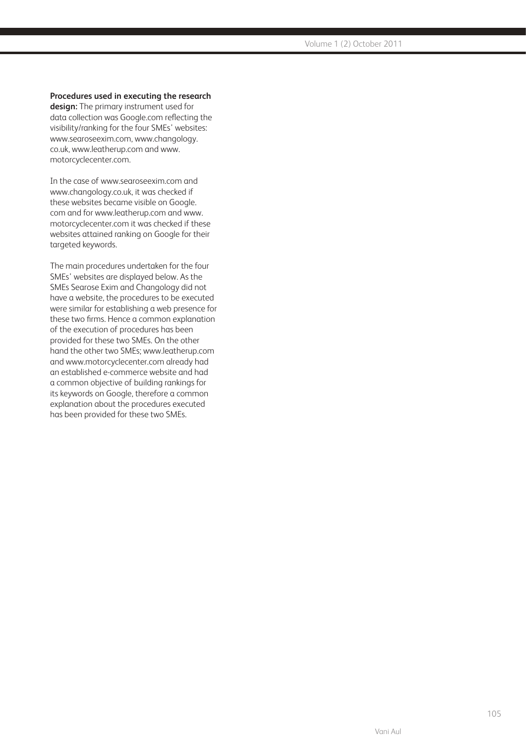**Procedures used in executing the research design:** The primary instrument used for data collection was Google.com reflecting the visibility/ranking for the four SMEs' websites: www.searoseexim.com, www.changology.co.uk, www.leatherup.com and www.motorcyclecenter.com.

In the case of www.searoseexim.com and www.changology.co.uk, it was checked if these websites became visible on Google.com and for www.leatherup.com and www.motorcyclecenter.com it was checked if these websites attained ranking on Google for their targeted keywords.

The main procedures undertaken for the four SMEs' websites are displayed below. As the SMEs Searose Exim and Changology did not have a website, the procedures to be executed were similar for establishing a web presence for these two firms. Hence a common explanation of the execution of procedures has been provided for these two SMEs. On the other hand the other two SMEs; www.leatherup.com and www.motorcyclecenter.com already had an established e-commerce website and had a common objective of building rankings for its keywords on Google, therefore a common explanation about the procedures executed has been provided for these two SMEs.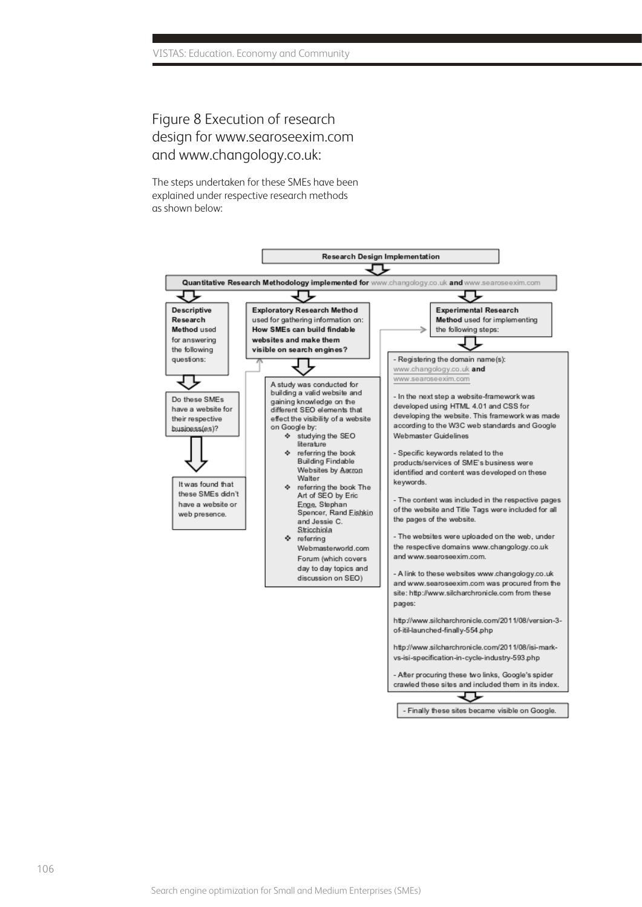## Figure 8 Execution of research design for www.searoseexim.com and www.changology.co.uk:

The steps undertaken for these SMEs have been explained under respective research methods as shown below:

**Research Design Implementation**

**Quantitative Research Methodology implemented for** www.changology.co.uk **and** www.searoseexim.com

**Descriptive Research Method** used for answering the following questions:

Do these SMEs have a website for their respective business(es)?

It was found that these SMEs didn't have a website or web presence.

**Exploratory Research Method** used for gathering information on: **How SMEs can build findable websites and make them visible on search engines?**

A study was conducted for building a valid website and gaining knowledge on the different SEO elements that effect the visibility of a website on Google by:

- studying the SEO literature
- referring the book Building Findable Websites by Aarron Walter
- referring the book The Art of SEO by Eric Enge, Stephan Spencer, Rand Fishkin and Jessie C. Stricchiola
- referring Webmasterworld.com Forum (which covers day to day topics and discussion on SEO)

**Experimental Research Method** used for implementing the following steps:

- Registering the domain name(s): www.changology.co.uk **and** www.searoseexim.com
- In the next step a website-framework was developed using HTML 4.01 and CSS for developing the website. This framework was made according to the W3C web standards and Google Webmaster Guidelines
- Specific keywords related to the products/services of SME's business were identified and content was developed on these keywords.
- The content was included in the respective pages of the website and Title Tags were included for all the pages of the website.
- The websites were uploaded on the web, under the respective domains www.changology.co.uk and www.searoseexim.com.
- A link to these websites www.changology.co.uk and www.searoseexim.com was procured from the site: http://www.silcharchronicle.com from these pages:

http://www.silcharchronicle.com/2011/08/version-3-of-itil-launched-finally-554.php

http://www.silcharchronicle.com/2011/08/isi-mark-vs-isi-specification-in-cycle-industry-593.php

- After procuring these two links, Google's spider crawled these sites and included them in its index.

- Finally these sites became visible on Google.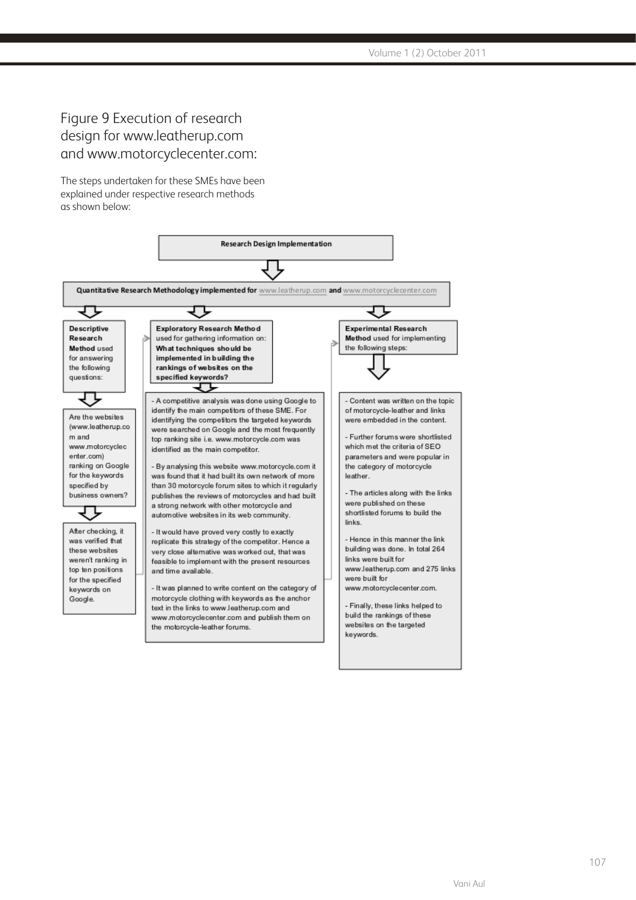## Figure 9 Execution of research design for www.leatherup.com and www.motorcyclecenter.com:

The steps undertaken for these SMEs have been explained under respective research methods as shown below:

**Research Design Implementation**

**Quantitative Research Methodology implemented for** www.leatherup.com **and** www.motorcyclecenter.com

**Descriptive Research Method** used for answering the following questions:

Are the websites (www.leatherup.com and www.motorcyclecenter.com) ranking on Google for the keywords specified by business owners?

After checking, it was verified that these websites weren't ranking in top ten positions for the specified keywords on Google.

**Exploratory Research Method** used for gathering information on: **What techniques should be implemented in building the rankings of websites on the specified keywords?**

- A competitive analysis was done using Google to identify the main competitors of these SME. For identifying the competitors the targeted keywords were searched on Google and the most frequently top ranking site i.e. www.motorcycle.com was identified as the main competitor.

- By analysing this website www.motorcycle.com it was found that it had built its own network of more than 30 motorcycle forum sites to which it regularly publishes the reviews of motorcycles and had built a strong network with other motorcycle and automotive websites in its web community.

- It would have proved very costly to exactly replicate this strategy of the competitor. Hence a very close alternative was worked out, that was feasible to implement with the present resources and time available.

- It was planned to write content on the category of motorcycle clothing with keywords as the anchor text in the links to www.leatherup.com and www.motorcyclecenter.com and publish them on the motorcycle-leather forums.

**Experimental Research Method** used for implementing the following steps:

- Content was written on the topic of motorcycle-leather and links were embedded in the content.

- Further forums were shortlisted which met the criteria of SEO parameters and were popular in the category of motorcycle leather.

- The articles along with the links were published on these shortlisted forums to build the links.

- Hence in this manner the link building was done. In total 264 links were built for www.leatherup.com and 275 links were built for www.motorcyclecenter.com.

- Finally, these links helped to build the rankings of these websites on the targeted keywords.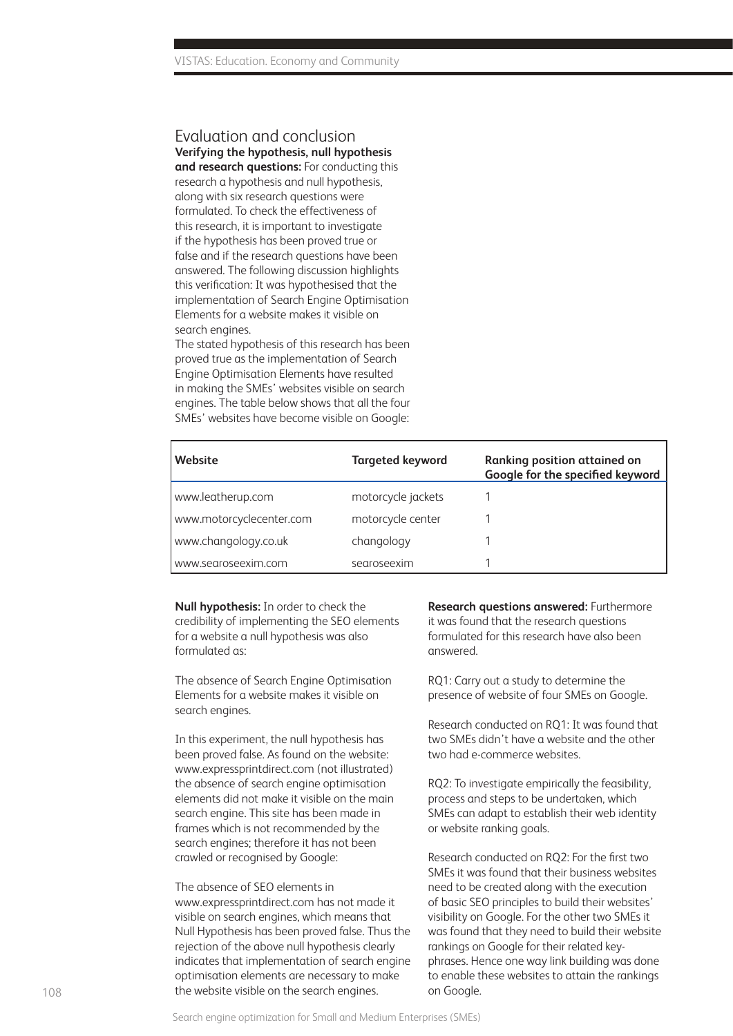## Evaluation and conclusion

**Verifying the hypothesis, null hypothesis and research questions:** For conducting this research a hypothesis and null hypothesis, along with six research questions were formulated. To check the effectiveness of this research, it is important to investigate if the hypothesis has been proved true or false and if the research questions have been answered. The following discussion highlights this verification: It was hypothesised that the implementation of Search Engine Optimisation Elements for a website makes it visible on search engines.

The stated hypothesis of this research has been proved true as the implementation of Search Engine Optimisation Elements have resulted in making the SMEs' websites visible on search engines. The table below shows that all the four SMEs' websites have become visible on Google:

| Website | Targeted keyword | Ranking position attained on Google for the specified keyword |
|---|---|---|
| www.leatherup.com | motorcycle jackets | 1 |
| www.motorcyclecenter.com | motorcycle center | 1 |
| www.changology.co.uk | changology | 1 |
| www.searoseexim.com | searoseexim | 1 |

**Null hypothesis:** In order to check the credibility of implementing the SEO elements for a website a null hypothesis was also formulated as:

The absence of Search Engine Optimisation Elements for a website makes it visible on search engines.

In this experiment, the null hypothesis has been proved false. As found on the website: www.expressprintdirect.com (not illustrated) the absence of search engine optimisation elements did not make it visible on the main search engine. This site has been made in frames which is not recommended by the search engines; therefore it has not been crawled or recognised by Google:

The absence of SEO elements in www.expressprintdirect.com has not made it visible on search engines, which means that Null Hypothesis has been proved false. Thus the rejection of the above null hypothesis clearly indicates that implementation of search engine optimisation elements are necessary to make the website visible on the search engines.

**Research questions answered:** Furthermore it was found that the research questions formulated for this research have also been answered.

RQ1: Carry out a study to determine the presence of website of four SMEs on Google.

Research conducted on RQ1: It was found that two SMEs didn't have a website and the other two had e-commerce websites.

RQ2: To investigate empirically the feasibility, process and steps to be undertaken, which SMEs can adapt to establish their web identity or website ranking goals.

Research conducted on RQ2: For the first two SMEs it was found that their business websites need to be created along with the execution of basic SEO principles to build their websites' visibility on Google. For the other two SMEs it was found that they need to build their website rankings on Google for their related key-phrases. Hence one way link building was done to enable these websites to attain the rankings on Google.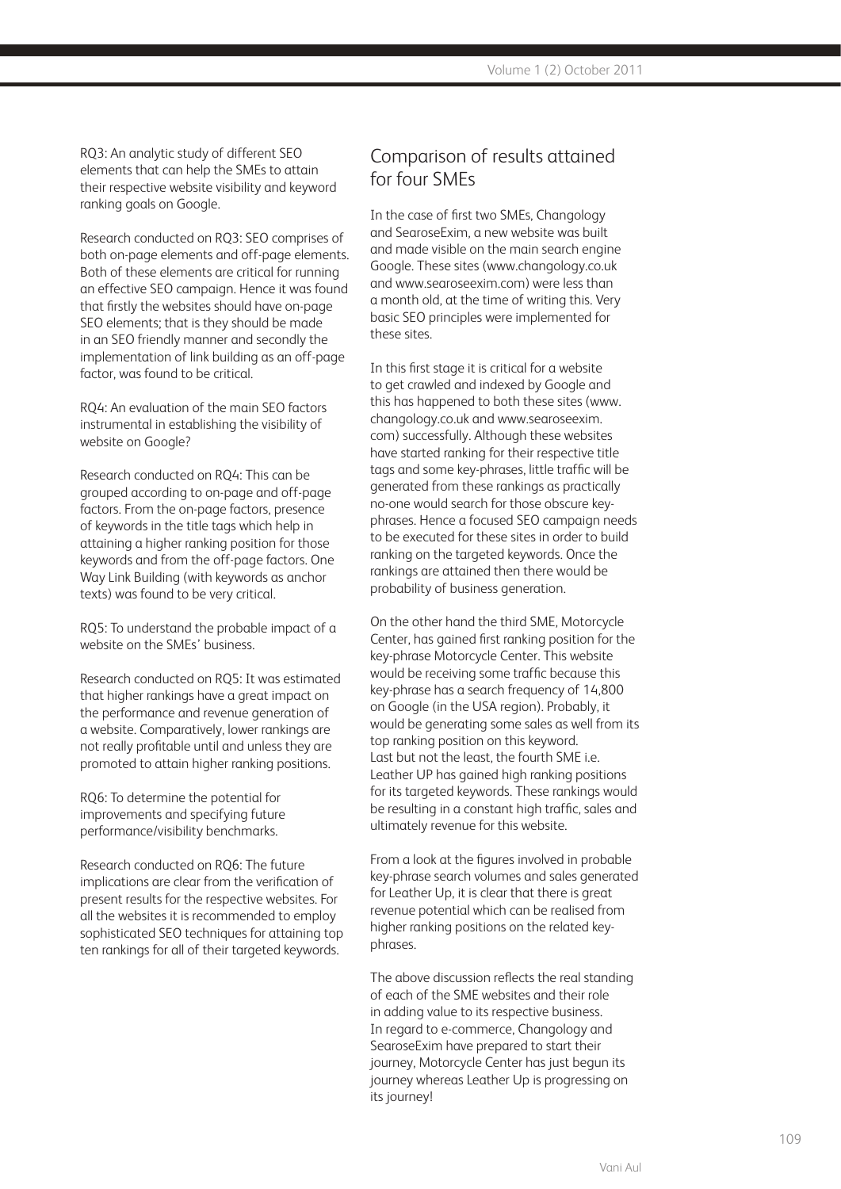RQ3: An analytic study of different SEO elements that can help the SMEs to attain their respective website visibility and keyword ranking goals on Google.

Research conducted on RQ3: SEO comprises of both on-page elements and off-page elements. Both of these elements are critical for running an effective SEO campaign. Hence it was found that firstly the websites should have on-page SEO elements; that is they should be made in an SEO friendly manner and secondly the implementation of link building as an off-page factor, was found to be critical.

RQ4: An evaluation of the main SEO factors instrumental in establishing the visibility of website on Google?

Research conducted on RQ4: This can be grouped according to on-page and off-page factors. From the on-page factors, presence of keywords in the title tags which help in attaining a higher ranking position for those keywords and from the off-page factors. One Way Link Building (with keywords as anchor texts) was found to be very critical.

RQ5: To understand the probable impact of a website on the SMEs' business.

Research conducted on RQ5: It was estimated that higher rankings have a great impact on the performance and revenue generation of a website. Comparatively, lower rankings are not really profitable until and unless they are promoted to attain higher ranking positions.

RQ6: To determine the potential for improvements and specifying future performance/visibility benchmarks.

Research conducted on RQ6: The future implications are clear from the verification of present results for the respective websites. For all the websites it is recommended to employ sophisticated SEO techniques for attaining top ten rankings for all of their targeted keywords.

## Comparison of results attained for four SMEs

In the case of first two SMEs, Changology and SearoseExim, a new website was built and made visible on the main search engine Google. These sites (www.changology.co.uk and www.searoseexim.com) were less than a month old, at the time of writing this. Very basic SEO principles were implemented for these sites.

In this first stage it is critical for a website to get crawled and indexed by Google and this has happened to both these sites (www.changology.co.uk and www.searoseexim.com) successfully. Although these websites have started ranking for their respective title tags and some key-phrases, little traffic will be generated from these rankings as practically no-one would search for those obscure key-phrases. Hence a focused SEO campaign needs to be executed for these sites in order to build ranking on the targeted keywords. Once the rankings are attained then there would be probability of business generation.

On the other hand the third SME, Motorcycle Center, has gained first ranking position for the key-phrase Motorcycle Center. This website would be receiving some traffic because this key-phrase has a search frequency of 14,800 on Google (in the USA region). Probably, it would be generating some sales as well from its top ranking position on this keyword.
Last but not the least, the fourth SME i.e. Leather UP has gained high ranking positions for its targeted keywords. These rankings would be resulting in a constant high traffic, sales and ultimately revenue for this website.

From a look at the figures involved in probable key-phrase search volumes and sales generated for Leather Up, it is clear that there is great revenue potential which can be realised from higher ranking positions on the related key-phrases.

The above discussion reflects the real standing of each of the SME websites and their role in adding value to its respective business. In regard to e-commerce, Changology and SearoseExim have prepared to start their journey, Motorcycle Center has just begun its journey whereas Leather Up is progressing on its journey!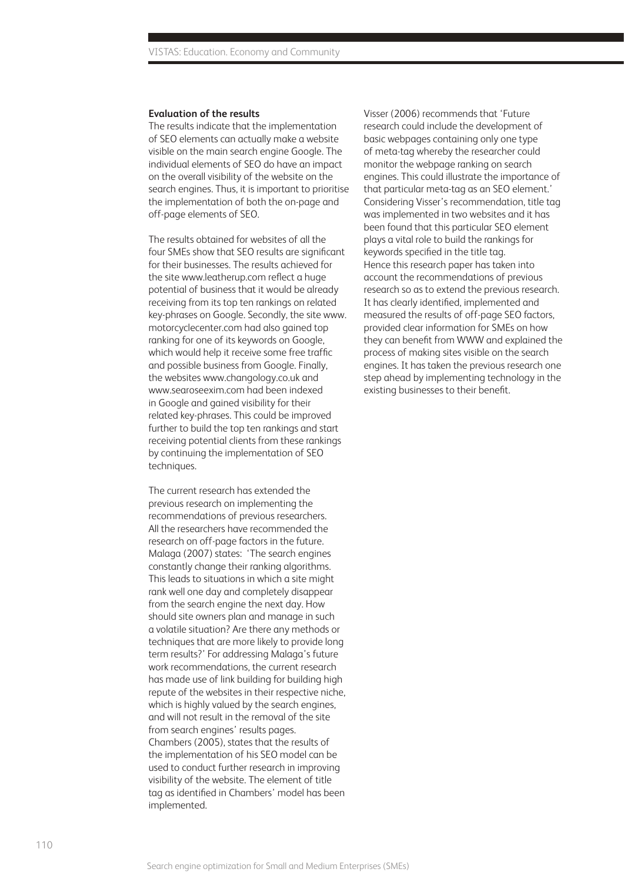**Evaluation of the results**

The results indicate that the implementation of SEO elements can actually make a website visible on the main search engine Google. The individual elements of SEO do have an impact on the overall visibility of the website on the search engines. Thus, it is important to prioritise the implementation of both the on-page and off-page elements of SEO.

The results obtained for websites of all the four SMEs show that SEO results are significant for their businesses. The results achieved for the site www.leatherup.com reflect a huge potential of business that it would be already receiving from its top ten rankings on related key-phrases on Google. Secondly, the site www.motorcyclecenter.com had also gained top ranking for one of its keywords on Google, which would help it receive some free traffic and possible business from Google. Finally, the websites www.changology.co.uk and www.searoseexim.com had been indexed in Google and gained visibility for their related key-phrases. This could be improved further to build the top ten rankings and start receiving potential clients from these rankings by continuing the implementation of SEO techniques.

The current research has extended the previous research on implementing the recommendations of previous researchers. All the researchers have recommended the research on off-page factors in the future. Malaga (2007) states: 'The search engines constantly change their ranking algorithms. This leads to situations in which a site might rank well one day and completely disappear from the search engine the next day. How should site owners plan and manage in such a volatile situation? Are there any methods or techniques that are more likely to provide long term results?' For addressing Malaga's future work recommendations, the current research has made use of link building for building high repute of the websites in their respective niche, which is highly valued by the search engines, and will not result in the removal of the site from search engines' results pages. Chambers (2005), states that the results of the implementation of his SEO model can be used to conduct further research in improving visibility of the website. The element of title tag as identified in Chambers' model has been implemented.

Visser (2006) recommends that 'Future research could include the development of basic webpages containing only one type of meta-tag whereby the researcher could monitor the webpage ranking on search engines. This could illustrate the importance of that particular meta-tag as an SEO element.' Considering Visser's recommendation, title tag was implemented in two websites and it has been found that this particular SEO element plays a vital role to build the rankings for keywords specified in the title tag. Hence this research paper has taken into account the recommendations of previous research so as to extend the previous research. It has clearly identified, implemented and measured the results of off-page SEO factors, provided clear information for SMEs on how they can benefit from WWW and explained the process of making sites visible on the search engines. It has taken the previous research one step ahead by implementing technology in the existing businesses to their benefit.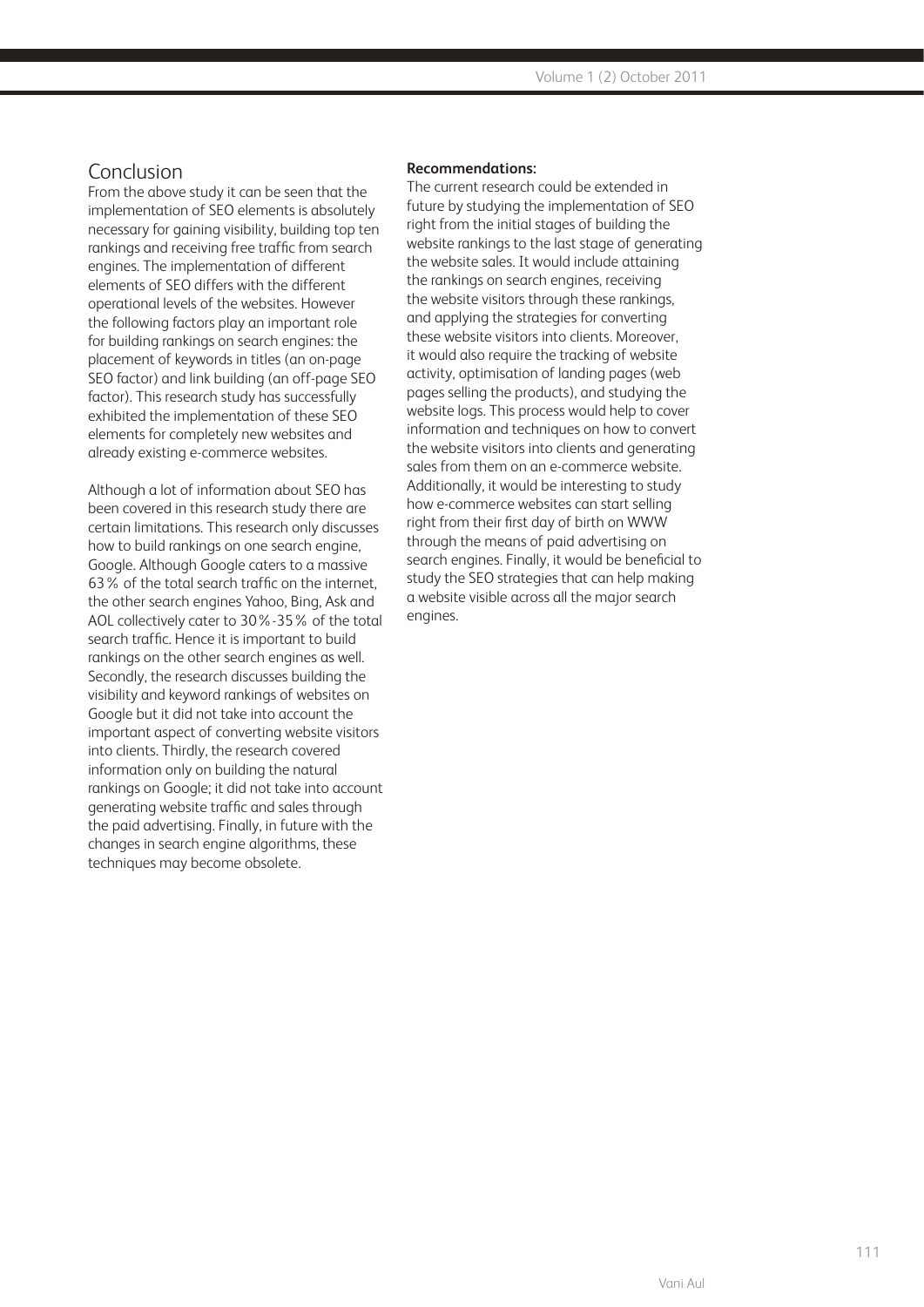## Conclusion

From the above study it can be seen that the implementation of SEO elements is absolutely necessary for gaining visibility, building top ten rankings and receiving free traffic from search engines. The implementation of different elements of SEO differs with the different operational levels of the websites. However the following factors play an important role for building rankings on search engines: the placement of keywords in titles (an on-page SEO factor) and link building (an off-page SEO factor). This research study has successfully exhibited the implementation of these SEO elements for completely new websites and already existing e-commerce websites.

Although a lot of information about SEO has been covered in this research study there are certain limitations. This research only discusses how to build rankings on one search engine, Google. Although Google caters to a massive 63% of the total search traffic on the internet, the other search engines Yahoo, Bing, Ask and AOL collectively cater to 30%-35% of the total search traffic. Hence it is important to build rankings on the other search engines as well. Secondly, the research discusses building the visibility and keyword rankings of websites on Google but it did not take into account the important aspect of converting website visitors into clients. Thirdly, the research covered information only on building the natural rankings on Google; it did not take into account generating website traffic and sales through the paid advertising. Finally, in future with the changes in search engine algorithms, these techniques may become obsolete.

**Recommendations:**

The current research could be extended in future by studying the implementation of SEO right from the initial stages of building the website rankings to the last stage of generating the website sales. It would include attaining the rankings on search engines, receiving the website visitors through these rankings, and applying the strategies for converting these website visitors into clients. Moreover, it would also require the tracking of website activity, optimisation of landing pages (web pages selling the products), and studying the website logs. This process would help to cover information and techniques on how to convert the website visitors into clients and generating sales from them on an e-commerce website. Additionally, it would be interesting to study how e-commerce websites can start selling right from their first day of birth on WWW through the means of paid advertising on search engines. Finally, it would be beneficial to study the SEO strategies that can help making a website visible across all the major search engines.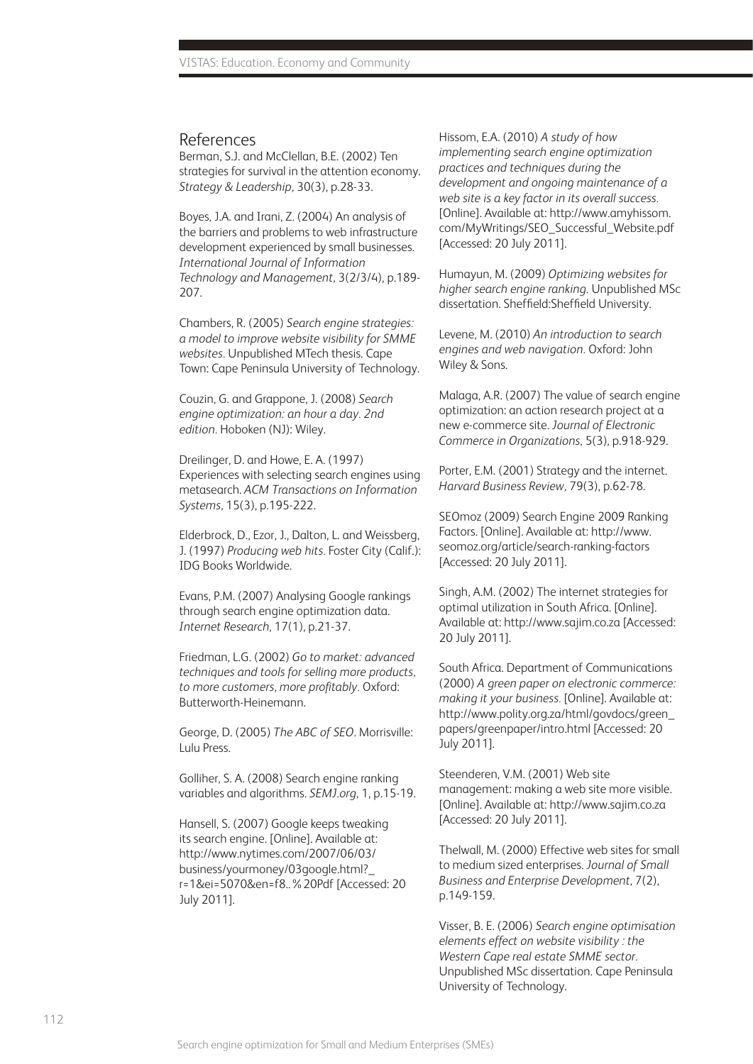## References

Berman, S.J. and McClellan, B.E. (2002) Ten strategies for survival in the attention economy. *Strategy & Leadership*, 30(3), p.28-33.

Boyes, J.A. and Irani, Z. (2004) An analysis of the barriers and problems to web infrastructure development experienced by small businesses. *International Journal of Information Technology and Management*, 3(2/3/4), p.189-207.

Chambers, R. (2005) *Search engine strategies: a model to improve website visibility for SMME websites.* Unpublished MTech thesis. Cape Town: Cape Peninsula University of Technology.

Couzin, G. and Grappone, J. (2008) *Search engine optimization: an hour a day. 2nd edition.* Hoboken (NJ): Wiley.

Dreilinger, D. and Howe, E. A. (1997) Experiences with selecting search engines using metasearch. *ACM Transactions on Information Systems*, 15(3), p.195-222.

Elderbrock, D., Ezor, J., Dalton, L. and Weissberg, J. (1997) *Producing web hits.* Foster City (Calif.): IDG Books Worldwide.

Evans, P.M. (2007) Analysing Google rankings through search engine optimization data. *Internet Research*, 17(1), p.21-37.

Friedman, L.G. (2002) *Go to market: advanced techniques and tools for selling more products, to more customers, more profitably.* Oxford: Butterworth-Heinemann.

George, D. (2005) *The ABC of SEO*. Morrisville: Lulu Press.

Golliher, S. A. (2008) Search engine ranking variables and algorithms. *SEMJ.org*, 1, p.15-19.

Hansell, S. (2007) Google keeps tweaking its search engine. [Online]. Available at: http://www.nytimes.com/2007/06/03/business/yourmoney/03google.html?_r=1&ei=5070&en=f8..%20Pdf [Accessed: 20 July 2011].

Hissom, E.A. (2010) *A study of how implementing search engine optimization practices and techniques during the development and ongoing maintenance of a web site is a key factor in its overall success.* [Online]. Available at: http://www.amyhissom.com/MyWritings/SEO_Successful_Website.pdf [Accessed: 20 July 2011].

Humayun, M. (2009) *Optimizing websites for higher search engine ranking.* Unpublished MSc dissertation. Sheffield:Sheffield University.

Levene, M. (2010) *An introduction to search engines and web navigation.* Oxford: John Wiley & Sons.

Malaga, A.R. (2007) The value of search engine optimization: an action research project at a new e-commerce site. *Journal of Electronic Commerce in Organizations*, 5(3), p.918-929.

Porter, E.M. (2001) Strategy and the internet. *Harvard Business Review*, 79(3), p.62-78.

SEOmoz (2009) Search Engine 2009 Ranking Factors. [Online]. Available at: http://www.seomoz.org/article/search-ranking-factors [Accessed: 20 July 2011].

Singh, A.M. (2002) The internet strategies for optimal utilization in South Africa. [Online]. Available at: http://www.sajim.co.za [Accessed: 20 July 2011].

South Africa. Department of Communications (2000) *A green paper on electronic commerce: making it your business.* [Online]. Available at: http://www.polity.org.za/html/govdocs/green_papers/greenpaper/intro.html [Accessed: 20 July 2011].

Steenderen, V.M. (2001) Web site management: making a web site more visible. [Online]. Available at: http://www.sajim.co.za [Accessed: 20 July 2011].

Thelwall, M. (2000) Effective web sites for small to medium sized enterprises. *Journal of Small Business and Enterprise Development*, 7(2), p.149-159.

Visser, B. E. (2006) *Search engine optimisation elements effect on website visibility : the Western Cape real estate SMME sector.* Unpublished MSc dissertation. Cape Peninsula University of Technology.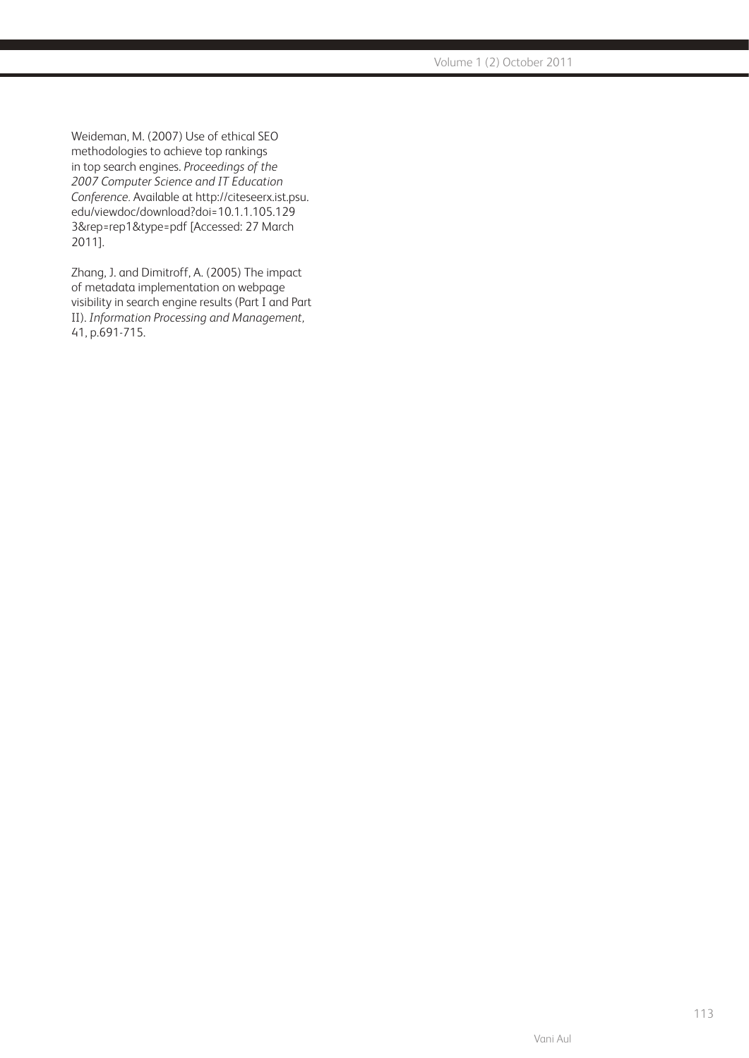Weideman, M. (2007) Use of ethical SEO methodologies to achieve top rankings in top search engines. *Proceedings of the 2007 Computer Science and IT Education Conference*. Available at http://citeseerx.ist.psu.edu/viewdoc/download?doi=10.1.1.105.1293&rep=rep1&type=pdf [Accessed: 27 March 2011].

Zhang, J. and Dimitroff, A. (2005) The impact of metadata implementation on webpage visibility in search engine results (Part I and Part II). *Information Processing and Management*, 41, p.691-715.